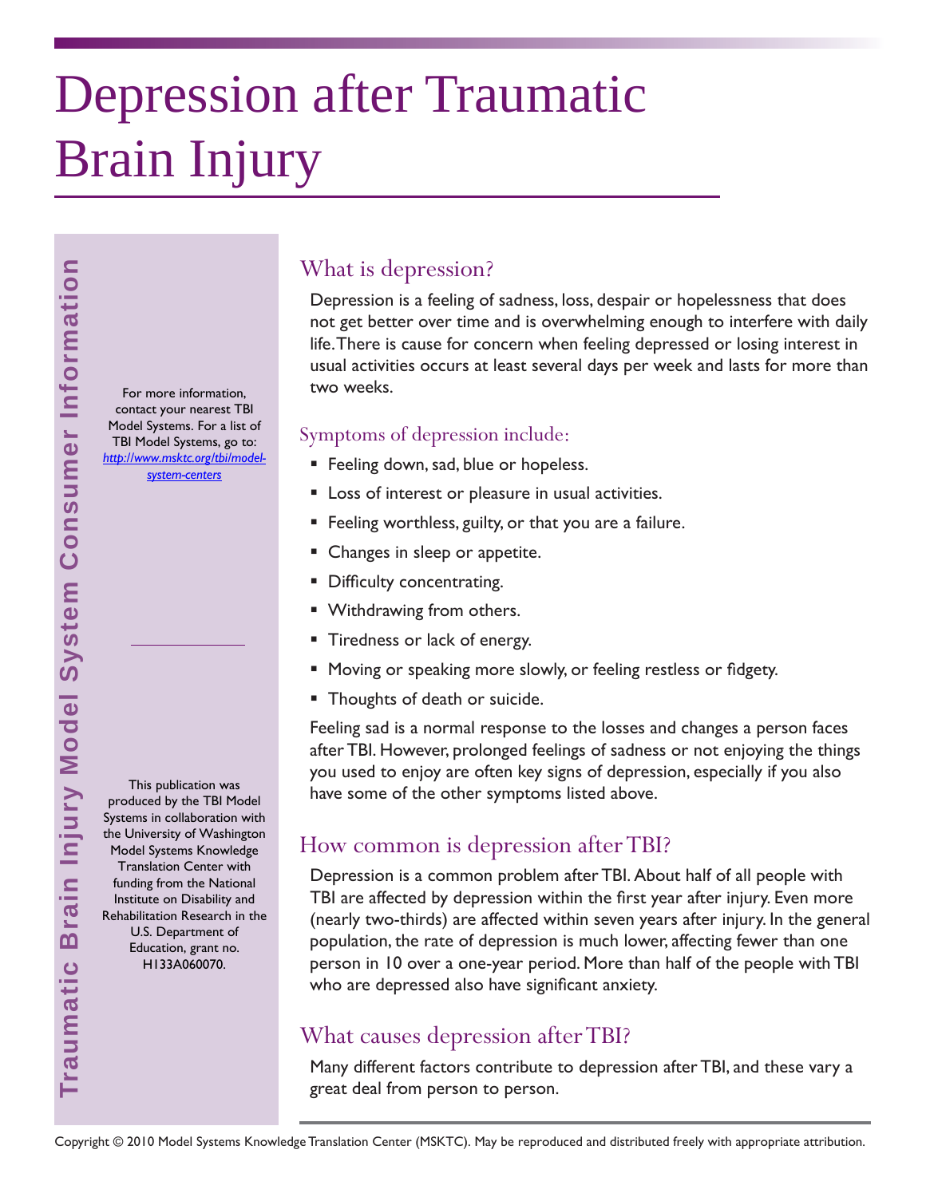# Depression after Traumatic Brain Injury

Traumatic Brain Injury Model System Consumer Information

For more information, contact your nearest TBI Model Systems. For a list of TBI Model Systems, go to: [http://www.msktc.org/tbi/model-system-centers](http://www.msktc.org/tbi/model-system-centers)

This publication was produced by the TBI Model Systems in collaboration with the University of Washington Model Systems Knowledge Translation Center with funding from the National Institute on Disability and Rehabilitation Research in the U.S. Department of Education, grant no. H133A060070.

## What is depression?

Depression is a feeling of sadness, loss, despair or hopelessness that does not get better over time and is overwhelming enough to interfere with daily life. There is cause for concern when feeling depressed or losing interest in usual activities occurs at least several days per week and lasts for more than two weeks.

### Symptoms of depression include:

- Feeling down, sad, blue or hopeless.
- Loss of interest or pleasure in usual activities.
- Feeling worthless, guilty, or that you are a failure.
- Changes in sleep or appetite.
- Difficulty concentrating.
- Withdrawing from others.
- Tiredness or lack of energy.
- Moving or speaking more slowly, or feeling restless or fidgety.
- Thoughts of death or suicide.

Feeling sad is a normal response to the losses and changes a person faces after TBI. However, prolonged feelings of sadness or not enjoying the things you used to enjoy are often key signs of depression, especially if you also have some of the other symptoms listed above.

## How common is depression after TBI?

Depression is a common problem after TBI. About half of all people with TBI are affected by depression within the first year after injury. Even more (nearly two-thirds) are affected within seven years after injury. In the general population, the rate of depression is much lower, affecting fewer than one person in 10 over a one-year period. More than half of the people with TBI who are depressed also have significant anxiety.

## What causes depression after TBI?

Many different factors contribute to depression after TBI, and these vary a great deal from person to person.

Copyright © 2010 Model Systems Knowledge Translation Center (MSKTC). May be reproduced and distributed freely with appropriate attribution.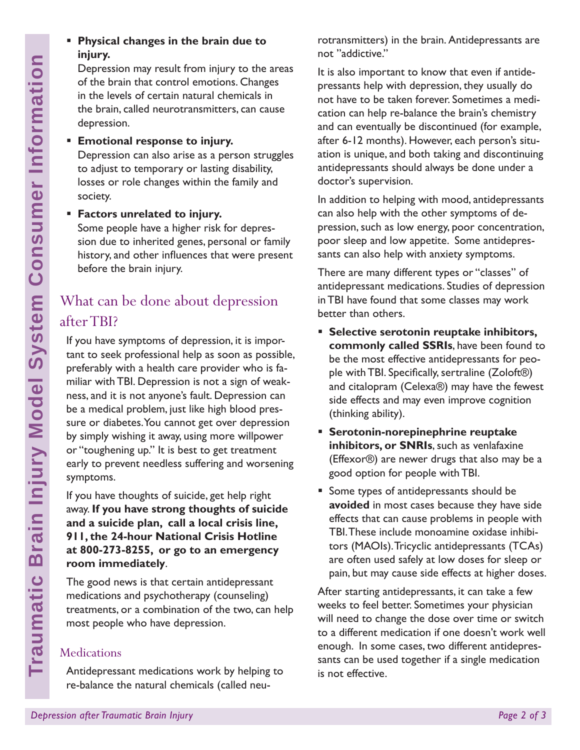- **Physical changes in the brain due to injury.**
  Depression may result from injury to the areas of the brain that control emotions. Changes in the levels of certain natural chemicals in the brain, called neurotransmitters, can cause depression.
- **Emotional response to injury.**
  Depression can also arise as a person struggles to adjust to temporary or lasting disability, losses or role changes within the family and society.
- **Factors unrelated to injury.**
  Some people have a higher risk for depression due to inherited genes, personal or family history, and other influences that were present before the brain injury.

## What can be done about depression after TBI?

If you have symptoms of depression, it is important to seek professional help as soon as possible, preferably with a health care provider who is familiar with TBI. Depression is not a sign of weakness, and it is not anyone's fault. Depression can be a medical problem, just like high blood pressure or diabetes. You cannot get over depression by simply wishing it away, using more willpower or "toughening up." It is best to get treatment early to prevent needless suffering and worsening symptoms.

If you have thoughts of suicide, get help right away. **If you have strong thoughts of suicide and a suicide plan, call a local crisis line, 911, the 24-hour National Crisis Hotline at 800-273-8255, or go to an emergency room immediately**.

The good news is that certain antidepressant medications and psychotherapy (counseling) treatments, or a combination of the two, can help most people who have depression.

### Medications

Antidepressant medications work by helping to re-balance the natural chemicals (called neurotransmitters) in the brain. Antidepressants are not "addictive."

It is also important to know that even if antidepressants help with depression, they usually do not have to be taken forever. Sometimes a medication can help re-balance the brain's chemistry and can eventually be discontinued (for example, after 6-12 months). However, each person's situation is unique, and both taking and discontinuing antidepressants should always be done under a doctor's supervision.

In addition to helping with mood, antidepressants can also help with the other symptoms of depression, such as low energy, poor concentration, poor sleep and low appetite. Some antidepressants can also help with anxiety symptoms.

There are many different types or "classes" of antidepressant medications. Studies of depression in TBI have found that some classes may work better than others.

- **Selective serotonin reuptake inhibitors, commonly called SSRIs**, have been found to be the most effective antidepressants for people with TBI. Specifically, sertraline (Zoloft®) and citalopram (Celexa®) may have the fewest side effects and may even improve cognition (thinking ability).
- **Serotonin-norepinephrine reuptake inhibitors, or SNRIs**, such as venlafaxine (Effexor®) are newer drugs that also may be a good option for people with TBI.
- Some types of antidepressants should be **avoided** in most cases because they have side effects that can cause problems in people with TBI. These include monoamine oxidase inhibitors (MAOIs). Tricyclic antidepressants (TCAs) are often used safely at low doses for sleep or pain, but may cause side effects at higher doses.

After starting antidepressants, it can take a few weeks to feel better. Sometimes your physician will need to change the dose over time or switch to a different medication if one doesn't work well enough. In some cases, two different antidepressants can be used together if a single medication is not effective.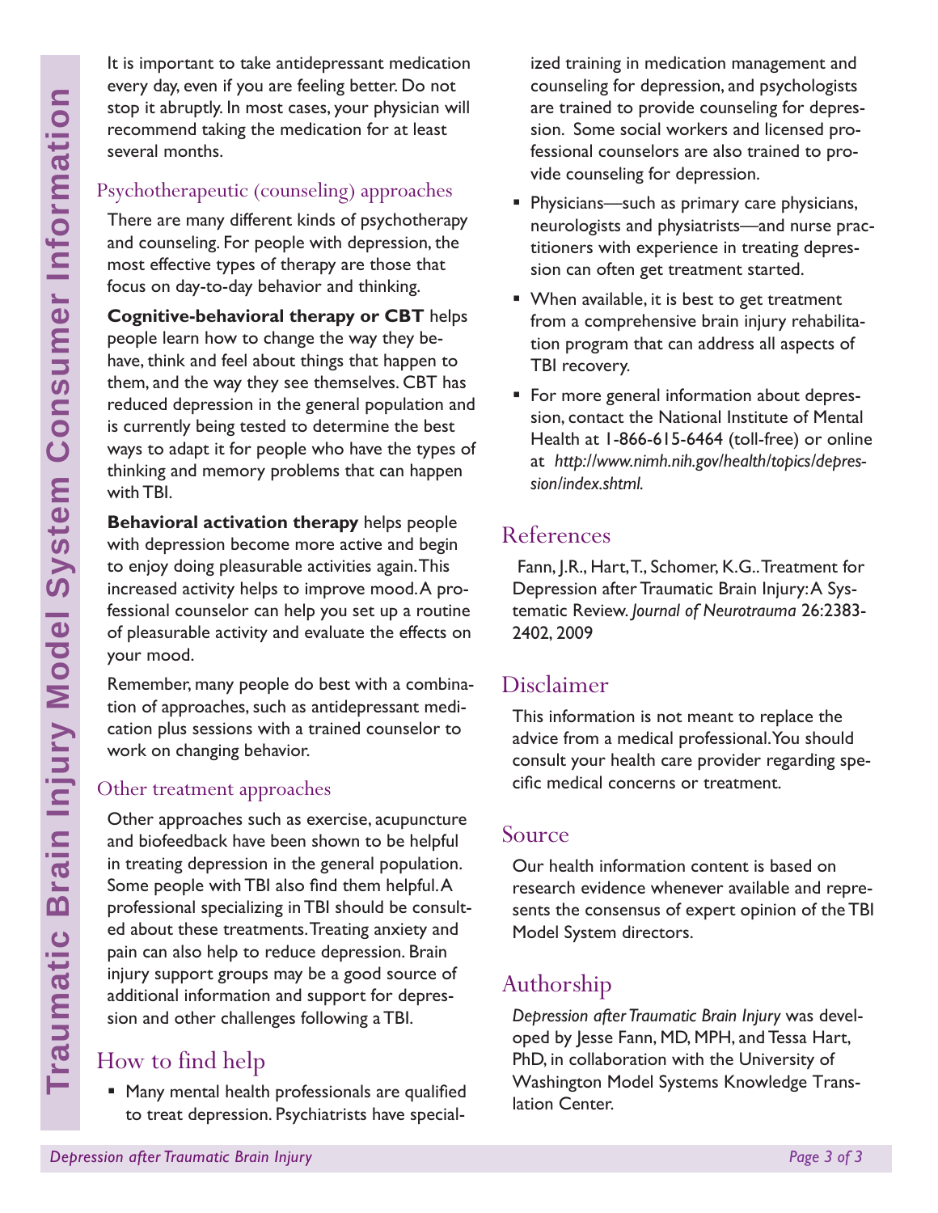It is important to take antidepressant medication every day, even if you are feeling better. Do not stop it abruptly. In most cases, your physician will recommend taking the medication for at least several months.

### Psychotherapeutic (counseling) approaches

There are many different kinds of psychotherapy and counseling. For people with depression, the most effective types of therapy are those that focus on day-to-day behavior and thinking.

**Cognitive-behavioral therapy or CBT** helps people learn how to change the way they behave, think and feel about things that happen to them, and the way they see themselves. CBT has reduced depression in the general population and is currently being tested to determine the best ways to adapt it for people who have the types of thinking and memory problems that can happen with TBI.

**Behavioral activation therapy** helps people with depression become more active and begin to enjoy doing pleasurable activities again. This increased activity helps to improve mood. A professional counselor can help you set up a routine of pleasurable activity and evaluate the effects on your mood.

Remember, many people do best with a combination of approaches, such as antidepressant medication plus sessions with a trained counselor to work on changing behavior.

### Other treatment approaches

Other approaches such as exercise, acupuncture and biofeedback have been shown to be helpful in treating depression in the general population. Some people with TBI also find them helpful. A professional specializing in TBI should be consulted about these treatments. Treating anxiety and pain can also help to reduce depression. Brain injury support groups may be a good source of additional information and support for depression and other challenges following a TBI.

## How to find help

- Many mental health professionals are qualified to treat depression. Psychiatrists have specialized training in medication management and counseling for depression, and psychologists are trained to provide counseling for depression. Some social workers and licensed professional counselors are also trained to provide counseling for depression.
- Physicians—such as primary care physicians, neurologists and physiatrists—and nurse practitioners with experience in treating depression can often get treatment started.
- When available, it is best to get treatment from a comprehensive brain injury rehabilitation program that can address all aspects of TBI recovery.
- For more general information about depression, contact the National Institute of Mental Health at 1-866-615-6464 (toll-free) or online at *http://www.nimh.nih.gov/health/topics/depression/index.shtml.*

## References

Fann, J.R., Hart, T., Schomer, K.G.. Treatment for Depression after Traumatic Brain Injury: A Systematic Review. *Journal of Neurotrauma* 26:2383-2402, 2009

## Disclaimer

This information is not meant to replace the advice from a medical professional. You should consult your health care provider regarding specific medical concerns or treatment.

## Source

Our health information content is based on research evidence whenever available and represents the consensus of expert opinion of the TBI Model System directors.

## Authorship

*Depression after Traumatic Brain Injury* was developed by Jesse Fann, MD, MPH, and Tessa Hart, PhD, in collaboration with the University of Washington Model Systems Knowledge Translation Center.